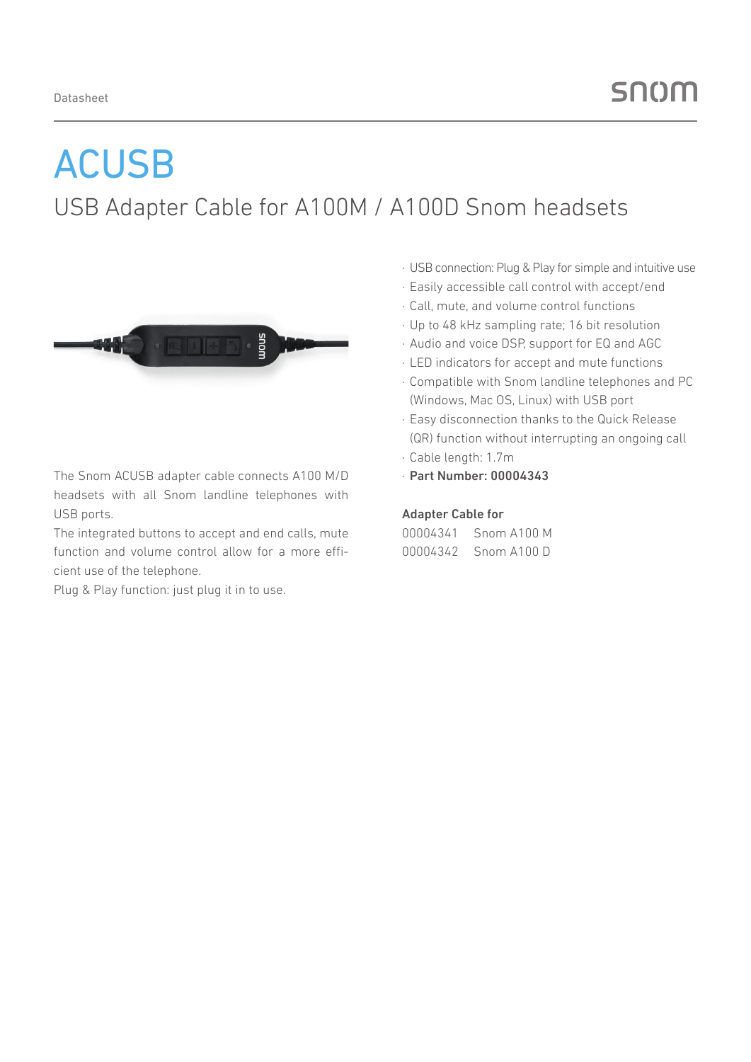Datasheet

# ACUSB

## USB Adapter Cable for A100M / A100D Snom headsets

The Snom ACUSB adapter cable connects A100 M/D headsets with all Snom landline telephones with USB ports.
The integrated buttons to accept and end calls, mute function and volume control allow for a more efficient use of the telephone.
Plug & Play function: just plug it in to use.

- USB connection: Plug & Play for simple and intuitive use
- Easily accessible call control with accept/end
- Call, mute, and volume control functions
- Up to 48 kHz sampling rate; 16 bit resolution
- Audio and voice DSP, support for EQ and AGC
- LED indicators for accept and mute functions
- Compatible with Snom landline telephones and PC (Windows, Mac OS, Linux) with USB port
- Easy disconnection thanks to the Quick Release (QR) function without interrupting an ongoing call
- Cable length: 1.7m
- **Part Number: 00004343**

**Adapter Cable for**

00004341 Snom A100 M
00004342 Snom A100 D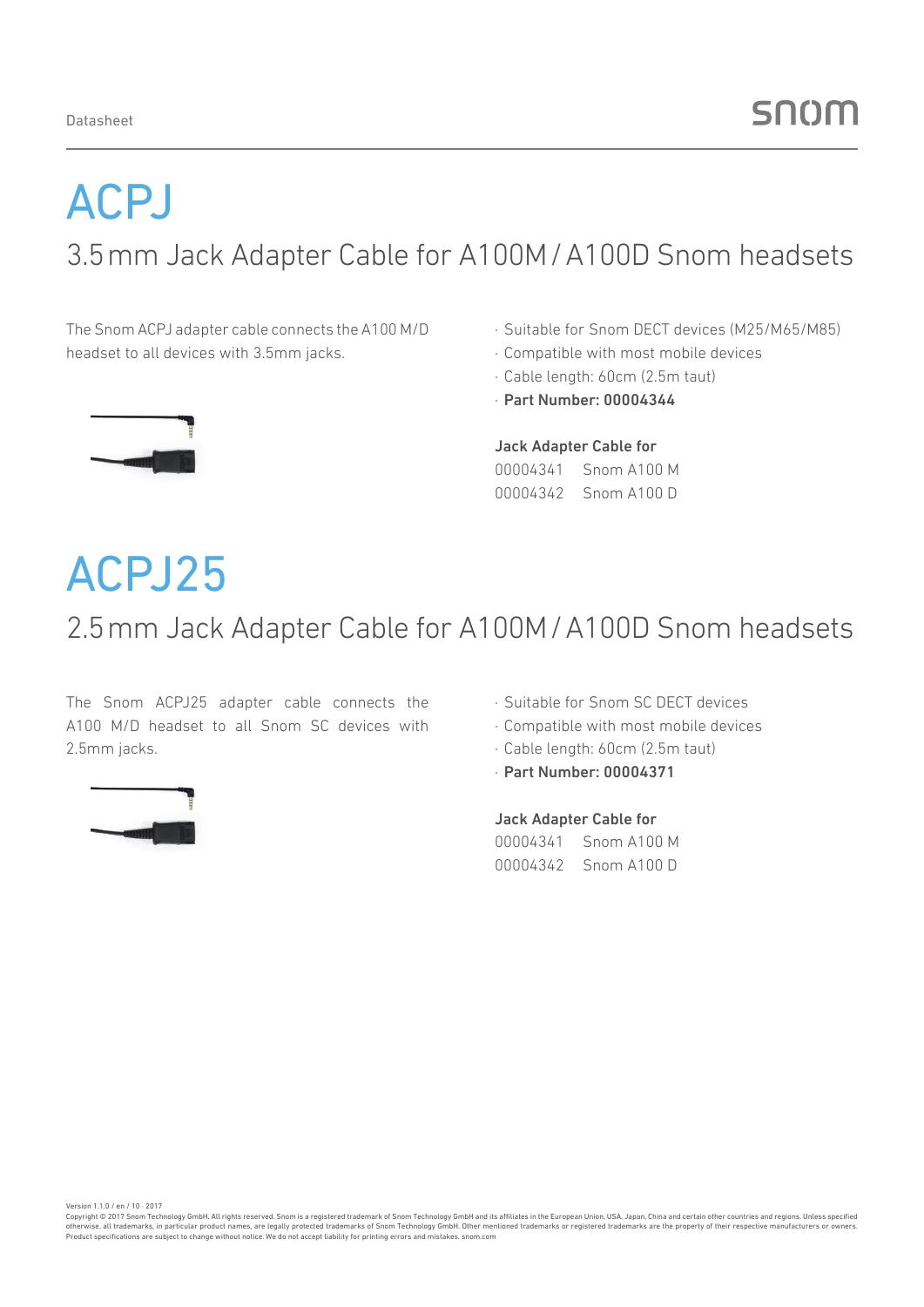Datasheet

# ACPJ

## 3.5 mm Jack Adapter Cable for A100M / A100D Snom headsets

The Snom ACPJ adapter cable connects the A100 M/D headset to all devices with 3.5mm jacks.

- Suitable for Snom DECT devices (M25/M65/M85)
- Compatible with most mobile devices
- Cable length: 60cm (2.5m taut)
- **Part Number: 00004344**

**Jack Adapter Cable for**

| | |
|---|---|
| 00004341 | Snom A100 M |
| 00004342 | Snom A100 D |

# ACPJ25

## 2.5 mm Jack Adapter Cable for A100M / A100D Snom headsets

The Snom ACPJ25 adapter cable connects the A100 M/D headset to all Snom SC devices with 2.5mm jacks.

- Suitable for Snom SC DECT devices
- Compatible with most mobile devices
- Cable length: 60cm (2.5m taut)
- **Part Number: 00004371**

**Jack Adapter Cable for**

| | |
|---|---|
| 00004341 | Snom A100 M |
| 00004342 | Snom A100 D |

Version 1.1.0 / en / 10 · 2017

Copyright © 2017 Snom Technology GmbH. All rights reserved. Snom is a registered trademark of Snom Technology GmbH and its affiliates in the European Union, USA, Japan, China and certain other countries and regions. Unless specified otherwise, all trademarks, in particular product names, are legally protected trademarks of Snom Technology GmbH. Other mentioned trademarks or registered trademarks are the property of their respective manufacturers or owners. Product specifications are subject to change without notice. We do not accept liability for printing errors and mistakes. snom.com